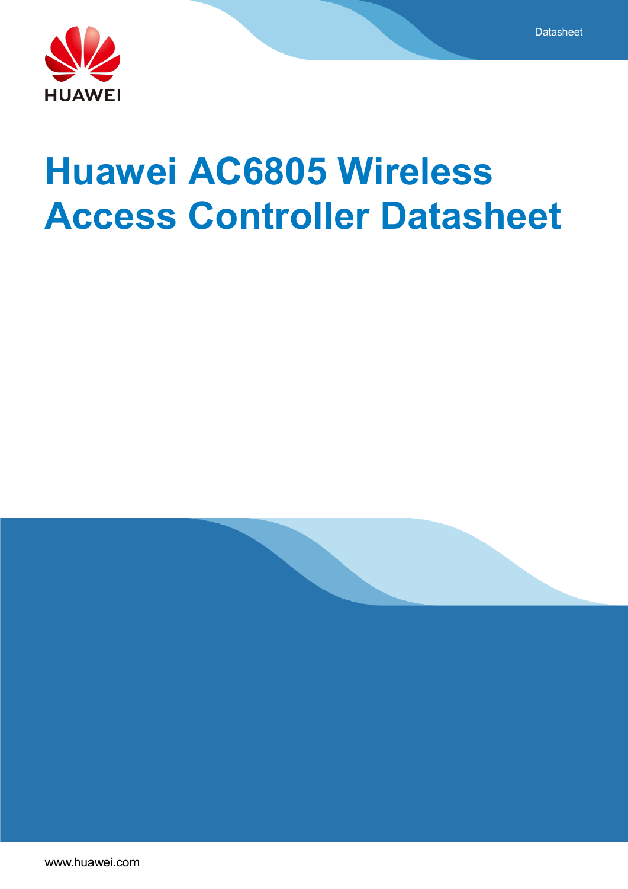# Huawei AC6805 Wireless Access Controller Datasheet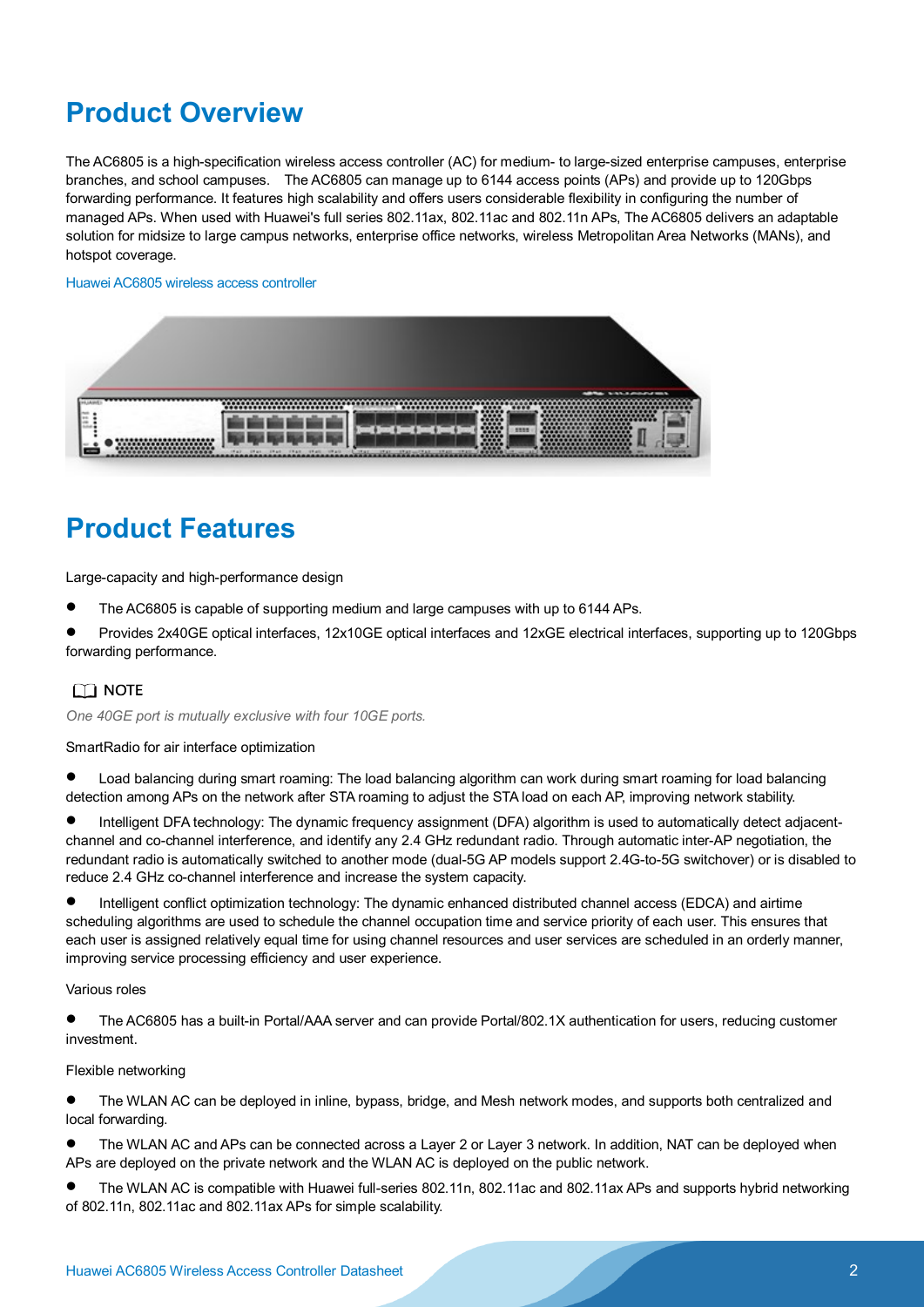# Product Overview

The AC6805 is a high-specification wireless access controller (AC) for medium- to large-sized enterprise campuses, enterprise branches, and school campuses.  The AC6805 can manage up to 6144 access points (APs) and provide up to 120Gbps forwarding performance. It features high scalability and offers users considerable flexibility in configuring the number of managed APs. When used with Huawei's full series 802.11ax, 802.11ac and 802.11n APs, The AC6805 delivers an adaptable solution for midsize to large campus networks, enterprise office networks, wireless Metropolitan Area Networks (MANs), and hotspot coverage.

Huawei AC6805 wireless access controller

# Product Features

Large-capacity and high-performance design

- The AC6805 is capable of supporting medium and large campuses with up to 6144 APs.
- Provides 2x40GE optical interfaces, 12x10GE optical interfaces and 12xGE electrical interfaces, supporting up to 120Gbps forwarding performance.

NOTE

*One 40GE port is mutually exclusive with four 10GE ports.*

SmartRadio for air interface optimization

- Load balancing during smart roaming: The load balancing algorithm can work during smart roaming for load balancing detection among APs on the network after STA roaming to adjust the STA load on each AP, improving network stability.
- Intelligent DFA technology: The dynamic frequency assignment (DFA) algorithm is used to automatically detect adjacent-channel and co-channel interference, and identify any 2.4 GHz redundant radio. Through automatic inter-AP negotiation, the redundant radio is automatically switched to another mode (dual-5G AP models support 2.4G-to-5G switchover) or is disabled to reduce 2.4 GHz co-channel interference and increase the system capacity.
- Intelligent conflict optimization technology: The dynamic enhanced distributed channel access (EDCA) and airtime scheduling algorithms are used to schedule the channel occupation time and service priority of each user. This ensures that each user is assigned relatively equal time for using channel resources and user services are scheduled in an orderly manner, improving service processing efficiency and user experience.

Various roles

- The AC6805 has a built-in Portal/AAA server and can provide Portal/802.1X authentication for users, reducing customer investment.

Flexible networking

- The WLAN AC can be deployed in inline, bypass, bridge, and Mesh network modes, and supports both centralized and local forwarding.
- The WLAN AC and APs can be connected across a Layer 2 or Layer 3 network. In addition, NAT can be deployed when APs are deployed on the private network and the WLAN AC is deployed on the public network.
- The WLAN AC is compatible with Huawei full-series 802.11n, 802.11ac and 802.11ax APs and supports hybrid networking of 802.11n, 802.11ac and 802.11ax APs for simple scalability.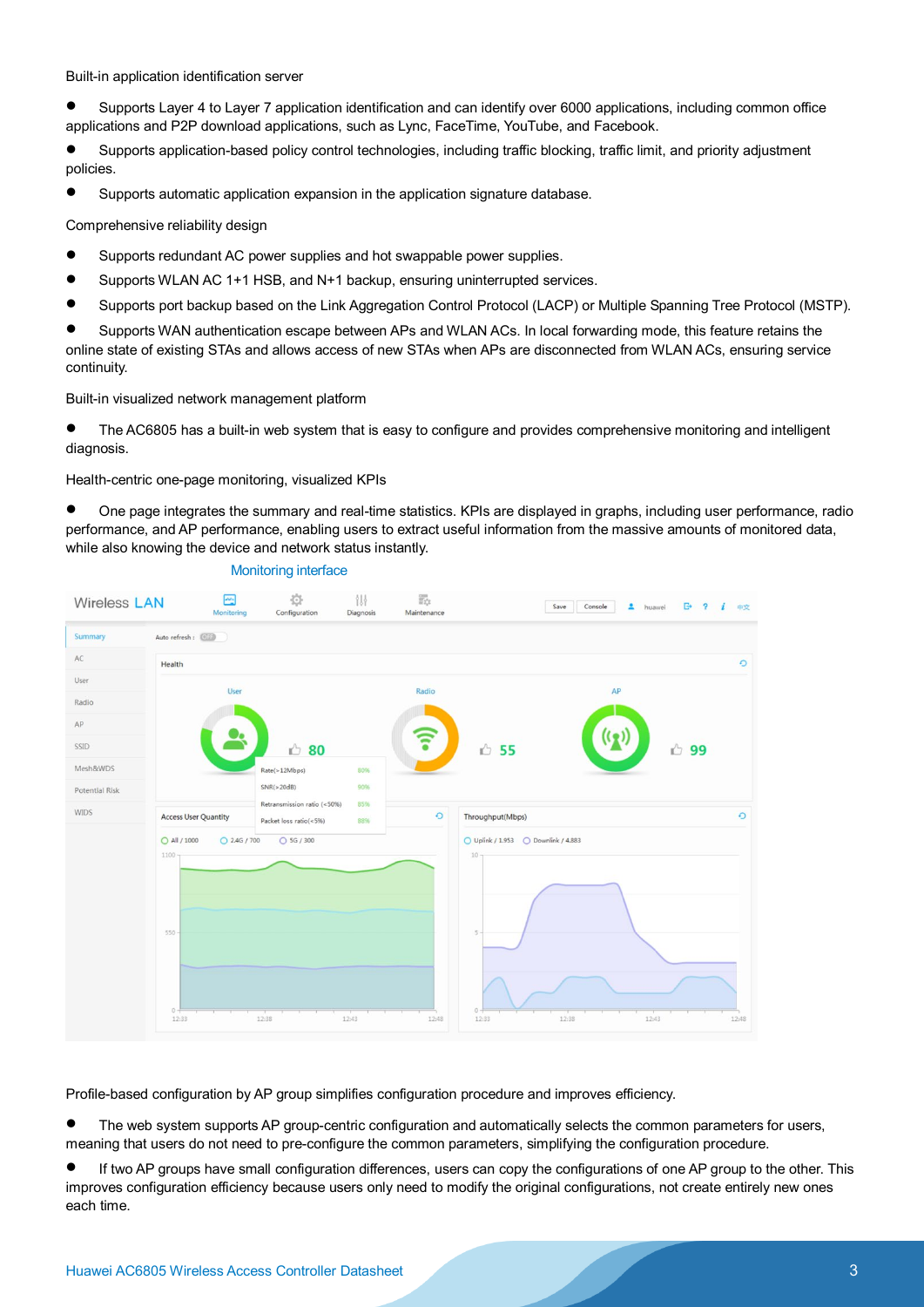Built-in application identification server

- Supports Layer 4 to Layer 7 application identification and can identify over 6000 applications, including common office applications and P2P download applications, such as Lync, FaceTime, YouTube, and Facebook.
- Supports application-based policy control technologies, including traffic blocking, traffic limit, and priority adjustment policies.
- Supports automatic application expansion in the application signature database.

Comprehensive reliability design

- Supports redundant AC power supplies and hot swappable power supplies.
- Supports WLAN AC 1+1 HSB, and N+1 backup, ensuring uninterrupted services.
- Supports port backup based on the Link Aggregation Control Protocol (LACP) or Multiple Spanning Tree Protocol (MSTP).
- Supports WAN authentication escape between APs and WLAN ACs. In local forwarding mode, this feature retains the online state of existing STAs and allows access of new STAs when APs are disconnected from WLAN ACs, ensuring service continuity.

Built-in visualized network management platform

- The AC6805 has a built-in web system that is easy to configure and provides comprehensive monitoring and intelligent diagnosis.

Health-centric one-page monitoring, visualized KPIs

- One page integrates the summary and real-time statistics. KPIs are displayed in graphs, including user performance, radio performance, and AP performance, enabling users to extract useful information from the massive amounts of monitored data, while also knowing the device and network status instantly.

Monitoring interface

Profile-based configuration by AP group simplifies configuration procedure and improves efficiency.

- The web system supports AP group-centric configuration and automatically selects the common parameters for users, meaning that users do not need to pre-configure the common parameters, simplifying the configuration procedure.
- If two AP groups have small configuration differences, users can copy the configurations of one AP group to the other. This improves configuration efficiency because users only need to modify the original configurations, not create entirely new ones each time.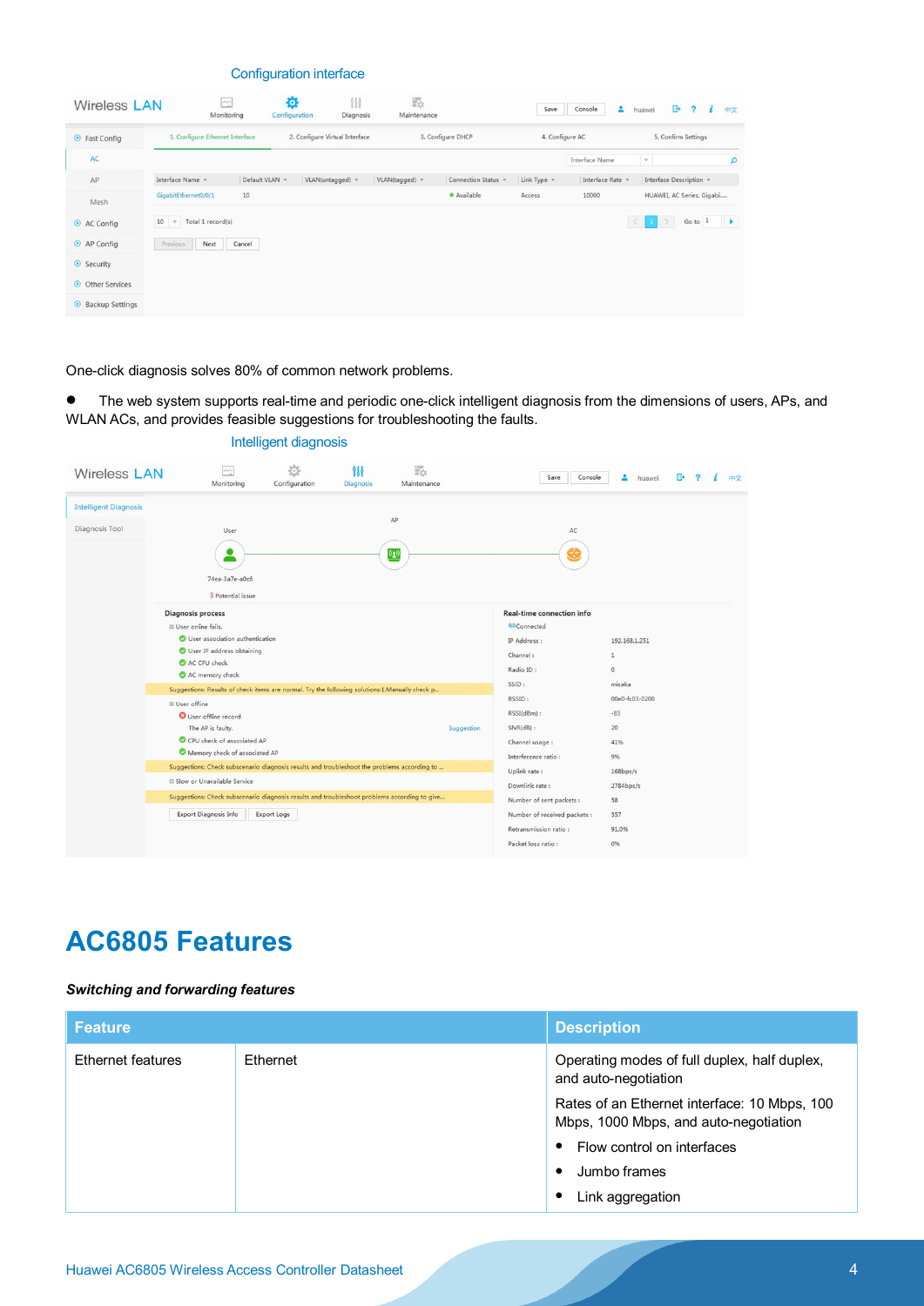Configuration interface

One-click diagnosis solves 80% of common network problems.

- The web system supports real-time and periodic one-click intelligent diagnosis from the dimensions of users, APs, and WLAN ACs, and provides feasible suggestions for troubleshooting the faults.

Intelligent diagnosis

# AC6805 Features

***Switching and forwarding features***

| Feature | | Description |
|---|---|---|
| Ethernet features | Ethernet | Operating modes of full duplex, half duplex, and auto-negotiation<br>Rates of an Ethernet interface: 10 Mbps, 100 Mbps, 1000 Mbps, and auto-negotiation<br>• Flow control on interfaces<br>• Jumbo frames<br>• Link aggregation |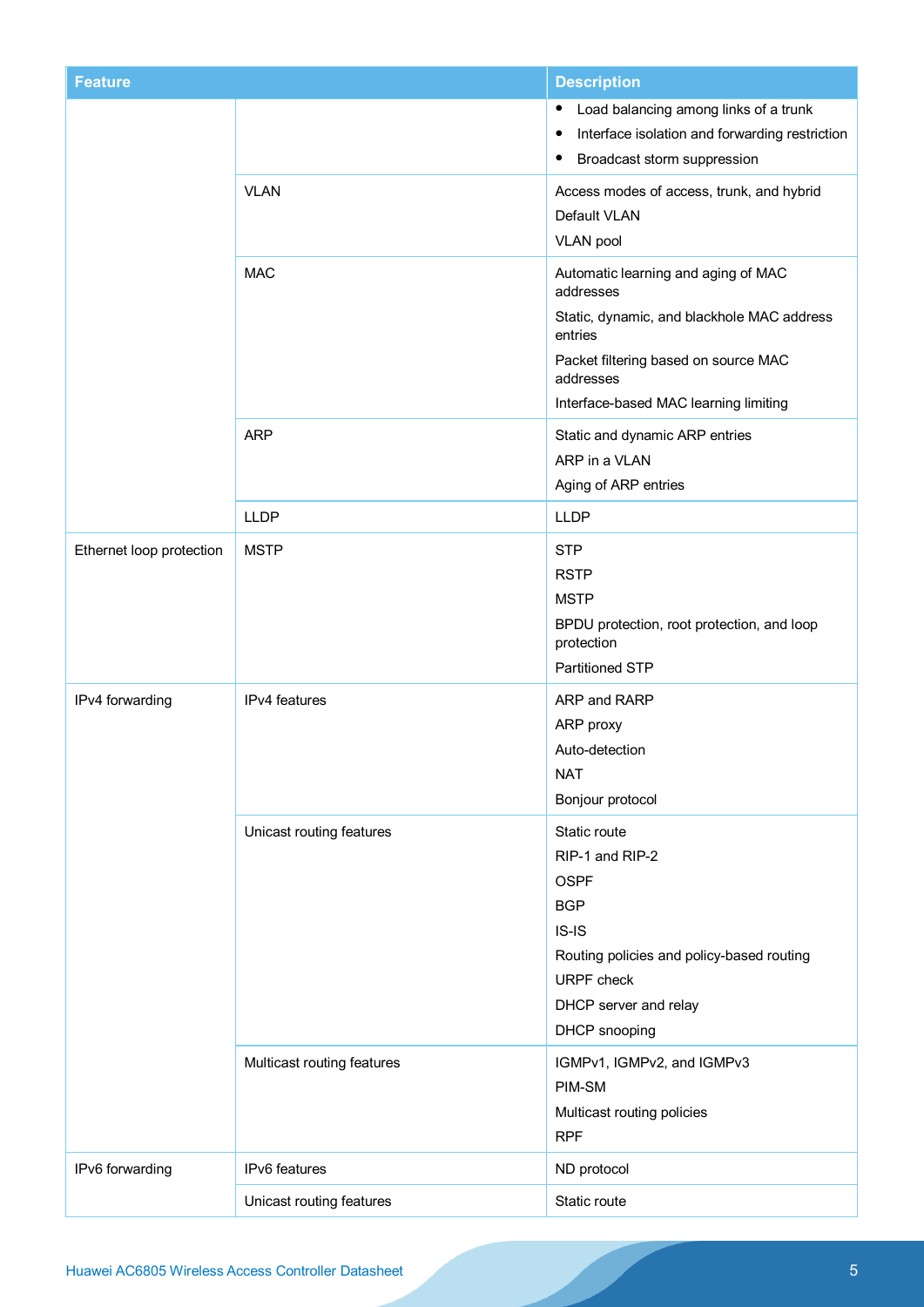| Feature | | Description |
|---|---|---|
| | | • Load balancing among links of a trunk<br>• Interface isolation and forwarding restriction<br>• Broadcast storm suppression |
| | VLAN | Access modes of access, trunk, and hybrid<br>Default VLAN<br>VLAN pool |
| | MAC | Automatic learning and aging of MAC addresses<br>Static, dynamic, and blackhole MAC address entries<br>Packet filtering based on source MAC addresses<br>Interface-based MAC learning limiting |
| | ARP | Static and dynamic ARP entries<br>ARP in a VLAN<br>Aging of ARP entries |
| | LLDP | LLDP |
| Ethernet loop protection | MSTP | STP<br>RSTP<br>MSTP<br>BPDU protection, root protection, and loop protection<br>Partitioned STP |
| IPv4 forwarding | IPv4 features | ARP and RARP<br>ARP proxy<br>Auto-detection<br>NAT<br>Bonjour protocol |
| | Unicast routing features | Static route<br>RIP-1 and RIP-2<br>OSPF<br>BGP<br>IS-IS<br>Routing policies and policy-based routing<br>URPF check<br>DHCP server and relay<br>DHCP snooping |
| | Multicast routing features | IGMPv1, IGMPv2, and IGMPv3<br>PIM-SM<br>Multicast routing policies<br>RPF |
| IPv6 forwarding | IPv6 features | ND protocol |
| | Unicast routing features | Static route |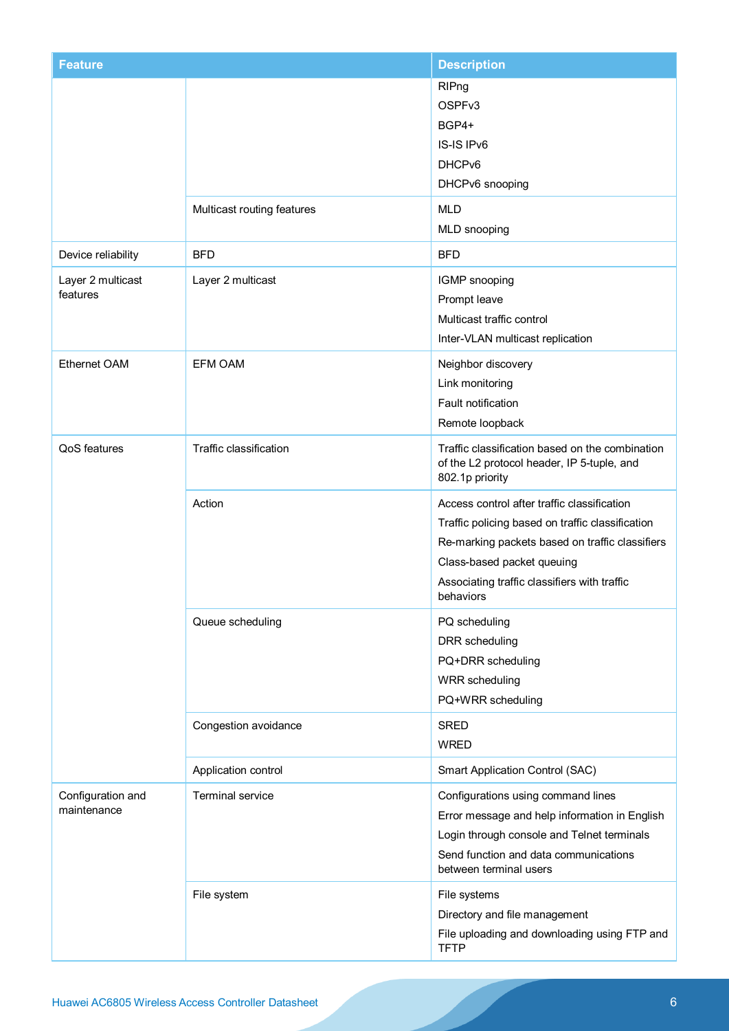| Feature | | Description |
| --- | --- | --- |
| | | RIPng<br>OSPFv3<br>BGP4+<br>IS-IS IPv6<br>DHCPv6<br>DHCPv6 snooping |
| | Multicast routing features | MLD<br>MLD snooping |
| Device reliability | BFD | BFD |
| Layer 2 multicast features | Layer 2 multicast | IGMP snooping<br>Prompt leave<br>Multicast traffic control<br>Inter-VLAN multicast replication |
| Ethernet OAM | EFM OAM | Neighbor discovery<br>Link monitoring<br>Fault notification<br>Remote loopback |
| QoS features | Traffic classification | Traffic classification based on the combination of the L2 protocol header, IP 5-tuple, and 802.1p priority |
| | Action | Access control after traffic classification<br>Traffic policing based on traffic classification<br>Re-marking packets based on traffic classifiers<br>Class-based packet queuing<br>Associating traffic classifiers with traffic behaviors |
| | Queue scheduling | PQ scheduling<br>DRR scheduling<br>PQ+DRR scheduling<br>WRR scheduling<br>PQ+WRR scheduling |
| | Congestion avoidance | SRED<br>WRED |
| | Application control | Smart Application Control (SAC) |
| Configuration and maintenance | Terminal service | Configurations using command lines<br>Error message and help information in English<br>Login through console and Telnet terminals<br>Send function and data communications between terminal users |
| | File system | File systems<br>Directory and file management<br>File uploading and downloading using FTP and TFTP |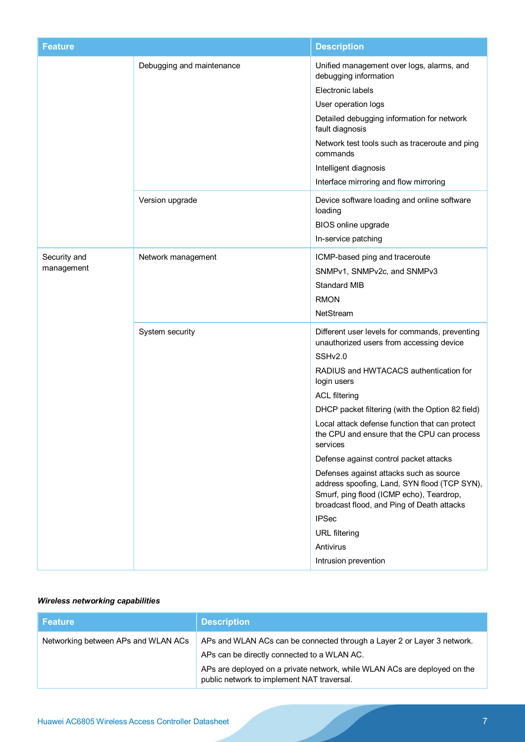| Feature | | Description |
| --- | --- | --- |
| | Debugging and maintenance | Unified management over logs, alarms, and debugging information<br>Electronic labels<br>User operation logs<br>Detailed debugging information for network fault diagnosis<br>Network test tools such as traceroute and ping commands<br>Intelligent diagnosis<br>Interface mirroring and flow mirroring |
| | Version upgrade | Device software loading and online software loading<br>BIOS online upgrade<br>In-service patching |
| Security and management | Network management | ICMP-based ping and traceroute<br>SNMPv1, SNMPv2c, and SNMPv3<br>Standard MIB<br>RMON<br>NetStream |
| | System security | Different user levels for commands, preventing unauthorized users from accessing device<br>SSHv2.0<br>RADIUS and HWTACACS authentication for login users<br>ACL filtering<br>DHCP packet filtering (with the Option 82 field)<br>Local attack defense function that can protect the CPU and ensure that the CPU can process services<br>Defense against control packet attacks<br>Defenses against attacks such as source address spoofing, Land, SYN flood (TCP SYN), Smurf, ping flood (ICMP echo), Teardrop, broadcast flood, and Ping of Death attacks<br>IPSec<br>URL filtering<br>Antivirus<br>Intrusion prevention |

***Wireless networking capabilities***

| Feature | Description |
| --- | --- |
| Networking between APs and WLAN ACs | APs and WLAN ACs can be connected through a Layer 2 or Layer 3 network.<br>APs can be directly connected to a WLAN AC.<br>APs are deployed on a private network, while WLAN ACs are deployed on the public network to implement NAT traversal. |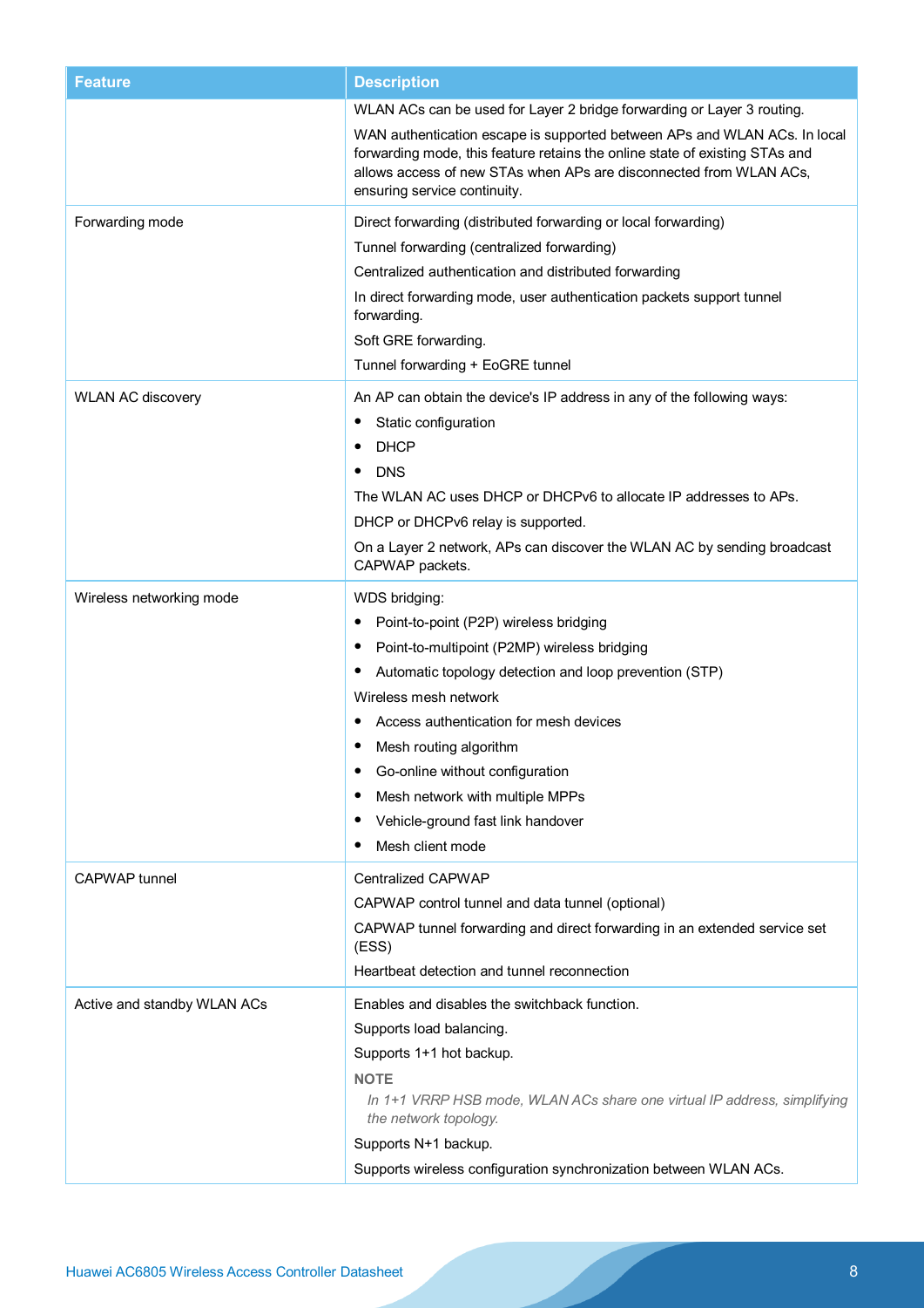| Feature | Description |
| --- | --- |
| | WLAN ACs can be used for Layer 2 bridge forwarding or Layer 3 routing.<br>WAN authentication escape is supported between APs and WLAN ACs. In local forwarding mode, this feature retains the online state of existing STAs and allows access of new STAs when APs are disconnected from WLAN ACs, ensuring service continuity. |
| Forwarding mode | Direct forwarding (distributed forwarding or local forwarding)<br>Tunnel forwarding (centralized forwarding)<br>Centralized authentication and distributed forwarding<br>In direct forwarding mode, user authentication packets support tunnel forwarding.<br>Soft GRE forwarding.<br>Tunnel forwarding + EoGRE tunnel |
| WLAN AC discovery | An AP can obtain the device's IP address in any of the following ways:<br>• Static configuration<br>• DHCP<br>• DNS<br>The WLAN AC uses DHCP or DHCPv6 to allocate IP addresses to APs.<br>DHCP or DHCPv6 relay is supported.<br>On a Layer 2 network, APs can discover the WLAN AC by sending broadcast CAPWAP packets. |
| Wireless networking mode | WDS bridging:<br>• Point-to-point (P2P) wireless bridging<br>• Point-to-multipoint (P2MP) wireless bridging<br>• Automatic topology detection and loop prevention (STP)<br>Wireless mesh network<br>• Access authentication for mesh devices<br>• Mesh routing algorithm<br>• Go-online without configuration<br>• Mesh network with multiple MPPs<br>• Vehicle-ground fast link handover<br>• Mesh client mode |
| CAPWAP tunnel | Centralized CAPWAP<br>CAPWAP control tunnel and data tunnel (optional)<br>CAPWAP tunnel forwarding and direct forwarding in an extended service set (ESS)<br>Heartbeat detection and tunnel reconnection |
| Active and standby WLAN ACs | Enables and disables the switchback function.<br>Supports load balancing.<br>Supports 1+1 hot backup.<br>**NOTE**<br>*In 1+1 VRRP HSB mode, WLAN ACs share one virtual IP address, simplifying the network topology.*<br>Supports N+1 backup.<br>Supports wireless configuration synchronization between WLAN ACs. |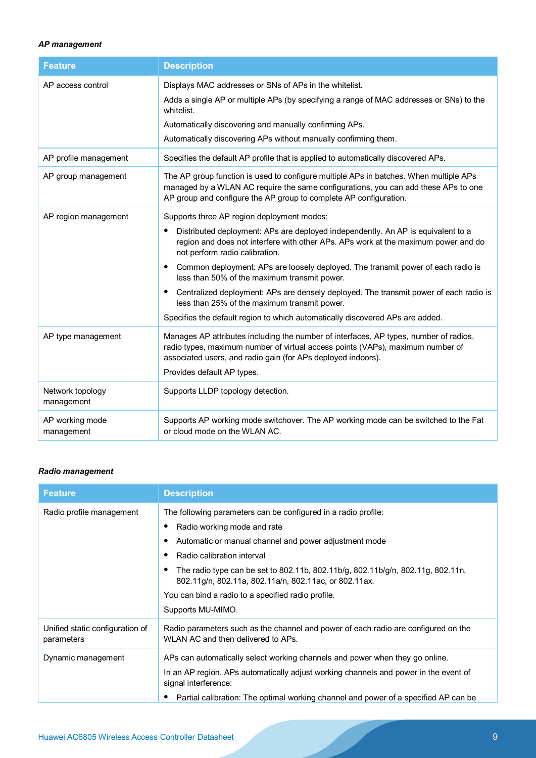*AP management*

| Feature | Description |
|---|---|
| AP access control | Displays MAC addresses or SNs of APs in the whitelist.<br>Adds a single AP or multiple APs (by specifying a range of MAC addresses or SNs) to the whitelist.<br>Automatically discovering and manually confirming APs.<br>Automatically discovering APs without manually confirming them. |
| AP profile management | Specifies the default AP profile that is applied to automatically discovered APs. |
| AP group management | The AP group function is used to configure multiple APs in batches. When multiple APs managed by a WLAN AC require the same configurations, you can add these APs to one AP group and configure the AP group to complete AP configuration. |
| AP region management | Supports three AP region deployment modes:<br>• Distributed deployment: APs are deployed independently. An AP is equivalent to a region and does not interfere with other APs. APs work at the maximum power and do not perform radio calibration.<br>• Common deployment: APs are loosely deployed. The transmit power of each radio is less than 50% of the maximum transmit power.<br>• Centralized deployment: APs are densely deployed. The transmit power of each radio is less than 25% of the maximum transmit power.<br>Specifies the default region to which automatically discovered APs are added. |
| AP type management | Manages AP attributes including the number of interfaces, AP types, number of radios, radio types, maximum number of virtual access points (VAPs), maximum number of associated users, and radio gain (for APs deployed indoors).<br>Provides default AP types. |
| Network topology management | Supports LLDP topology detection. |
| AP working mode management | Supports AP working mode switchover. The AP working mode can be switched to the Fat or cloud mode on the WLAN AC. |

*Radio management*

| Feature | Description |
|---|---|
| Radio profile management | The following parameters can be configured in a radio profile:<br>• Radio working mode and rate<br>• Automatic or manual channel and power adjustment mode<br>• Radio calibration interval<br>• The radio type can be set to 802.11b, 802.11b/g, 802.11b/g/n, 802.11g, 802.11n, 802.11g/n, 802.11a, 802.11a/n, 802.11ac, or 802.11ax.<br>You can bind a radio to a specified radio profile.<br>Supports MU-MIMO. |
| Unified static configuration of parameters | Radio parameters such as the channel and power of each radio are configured on the WLAN AC and then delivered to APs. |
| Dynamic management | APs can automatically select working channels and power when they go online.<br>In an AP region, APs automatically adjust working channels and power in the event of signal interference:<br>• Partial calibration: The optimal working channel and power of a specified AP can be |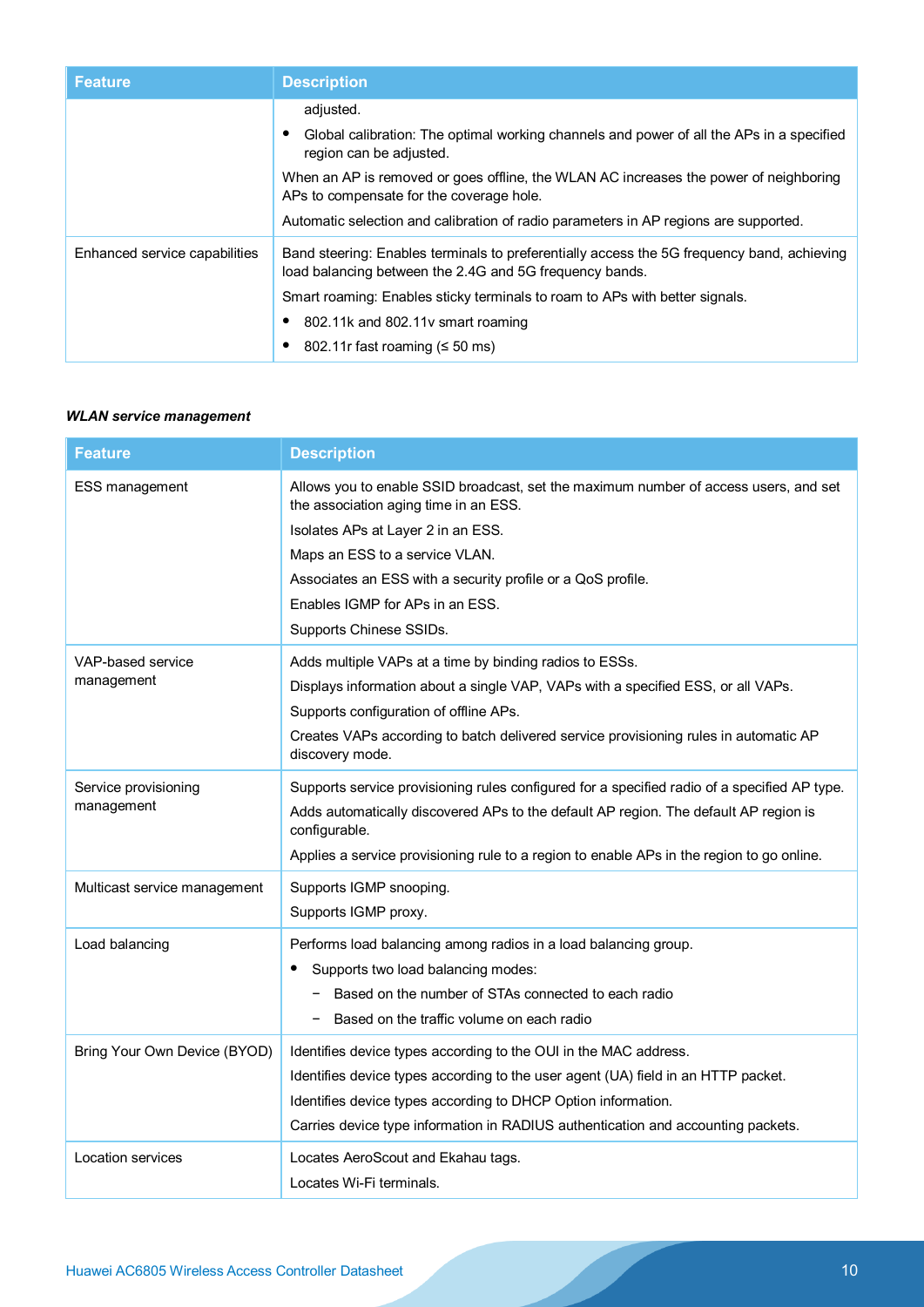| Feature | Description |
| --- | --- |
| | adjusted.<br>• Global calibration: The optimal working channels and power of all the APs in a specified region can be adjusted.<br>When an AP is removed or goes offline, the WLAN AC increases the power of neighboring APs to compensate for the coverage hole.<br>Automatic selection and calibration of radio parameters in AP regions are supported. |
| Enhanced service capabilities | Band steering: Enables terminals to preferentially access the 5G frequency band, achieving load balancing between the 2.4G and 5G frequency bands.<br>Smart roaming: Enables sticky terminals to roam to APs with better signals.<br>• 802.11k and 802.11v smart roaming<br>• 802.11r fast roaming (≤ 50 ms) |

***WLAN service management***

| Feature | Description |
| --- | --- |
| ESS management | Allows you to enable SSID broadcast, set the maximum number of access users, and set the association aging time in an ESS.<br>Isolates APs at Layer 2 in an ESS.<br>Maps an ESS to a service VLAN.<br>Associates an ESS with a security profile or a QoS profile.<br>Enables IGMP for APs in an ESS.<br>Supports Chinese SSIDs. |
| VAP-based service management | Adds multiple VAPs at a time by binding radios to ESSs.<br>Displays information about a single VAP, VAPs with a specified ESS, or all VAPs.<br>Supports configuration of offline APs.<br>Creates VAPs according to batch delivered service provisioning rules in automatic AP discovery mode. |
| Service provisioning management | Supports service provisioning rules configured for a specified radio of a specified AP type.<br>Adds automatically discovered APs to the default AP region. The default AP region is configurable.<br>Applies a service provisioning rule to a region to enable APs in the region to go online. |
| Multicast service management | Supports IGMP snooping.<br>Supports IGMP proxy. |
| Load balancing | Performs load balancing among radios in a load balancing group.<br>• Supports two load balancing modes:<br>− Based on the number of STAs connected to each radio<br>− Based on the traffic volume on each radio |
| Bring Your Own Device (BYOD) | Identifies device types according to the OUI in the MAC address.<br>Identifies device types according to the user agent (UA) field in an HTTP packet.<br>Identifies device types according to DHCP Option information.<br>Carries device type information in RADIUS authentication and accounting packets. |
| Location services | Locates AeroScout and Ekahau tags.<br>Locates Wi-Fi terminals. |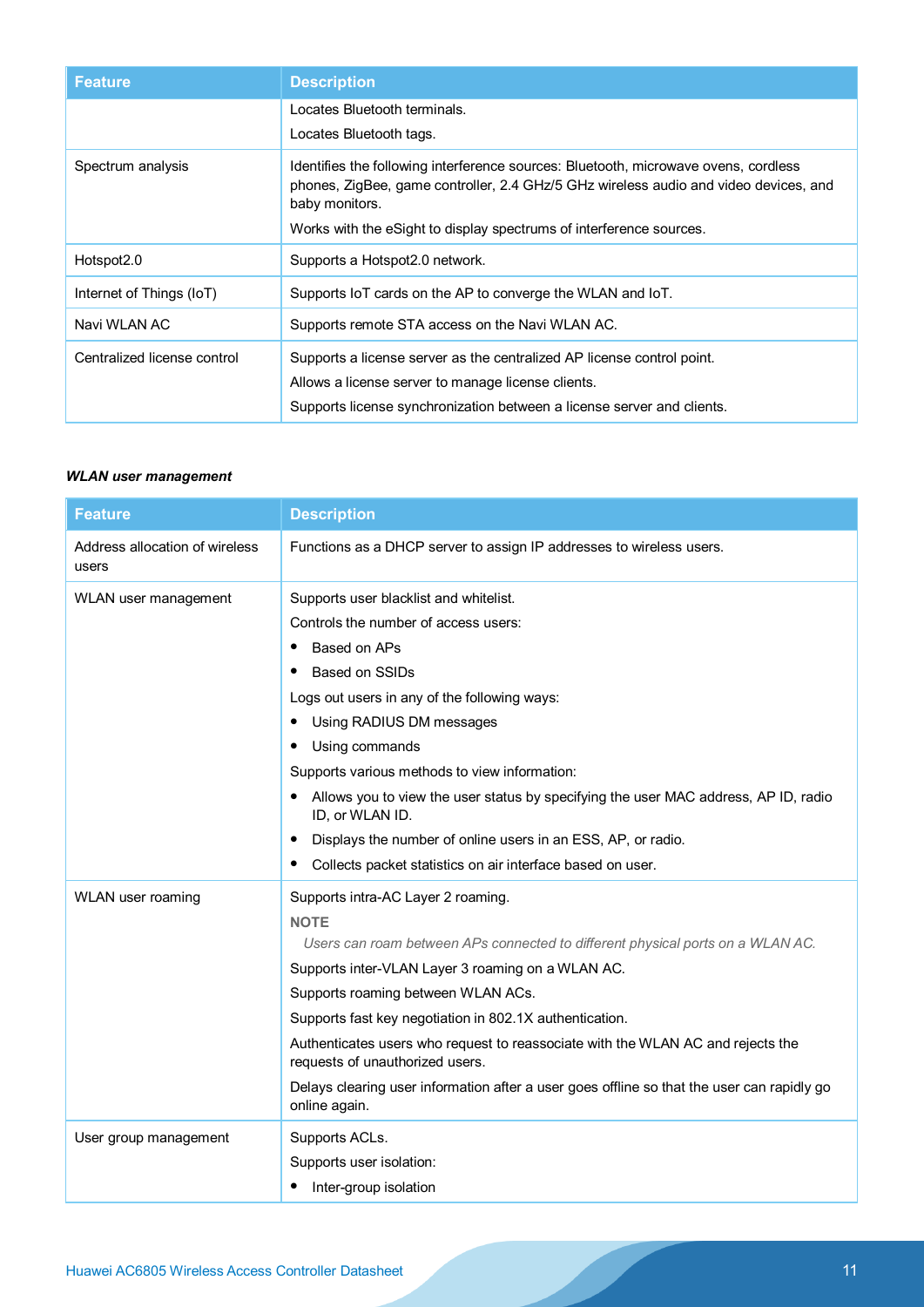| Feature | Description |
| --- | --- |
| | Locates Bluetooth terminals.<br>Locates Bluetooth tags. |
| Spectrum analysis | Identifies the following interference sources: Bluetooth, microwave ovens, cordless phones, ZigBee, game controller, 2.4 GHz/5 GHz wireless audio and video devices, and baby monitors.<br>Works with the eSight to display spectrums of interference sources. |
| Hotspot2.0 | Supports a Hotspot2.0 network. |
| Internet of Things (IoT) | Supports IoT cards on the AP to converge the WLAN and IoT. |
| Navi WLAN AC | Supports remote STA access on the Navi WLAN AC. |
| Centralized license control | Supports a license server as the centralized AP license control point.<br>Allows a license server to manage license clients.<br>Supports license synchronization between a license server and clients. |

***WLAN user management***

| Feature | Description |
| --- | --- |
| Address allocation of wireless users | Functions as a DHCP server to assign IP addresses to wireless users. |
| WLAN user management | Supports user blacklist and whitelist.<br>Controls the number of access users:<br>• Based on APs<br>• Based on SSIDs<br>Logs out users in any of the following ways:<br>• Using RADIUS DM messages<br>• Using commands<br>Supports various methods to view information:<br>• Allows you to view the user status by specifying the user MAC address, AP ID, radio ID, or WLAN ID.<br>• Displays the number of online users in an ESS, AP, or radio.<br>• Collects packet statistics on air interface based on user. |
| WLAN user roaming | Supports intra-AC Layer 2 roaming.<br>**NOTE**<br>*Users can roam between APs connected to different physical ports on a WLAN AC.*<br>Supports inter-VLAN Layer 3 roaming on a WLAN AC.<br>Supports roaming between WLAN ACs.<br>Supports fast key negotiation in 802.1X authentication.<br>Authenticates users who request to reassociate with the WLAN AC and rejects the requests of unauthorized users.<br>Delays clearing user information after a user goes offline so that the user can rapidly go online again. |
| User group management | Supports ACLs.<br>Supports user isolation:<br>• Inter-group isolation |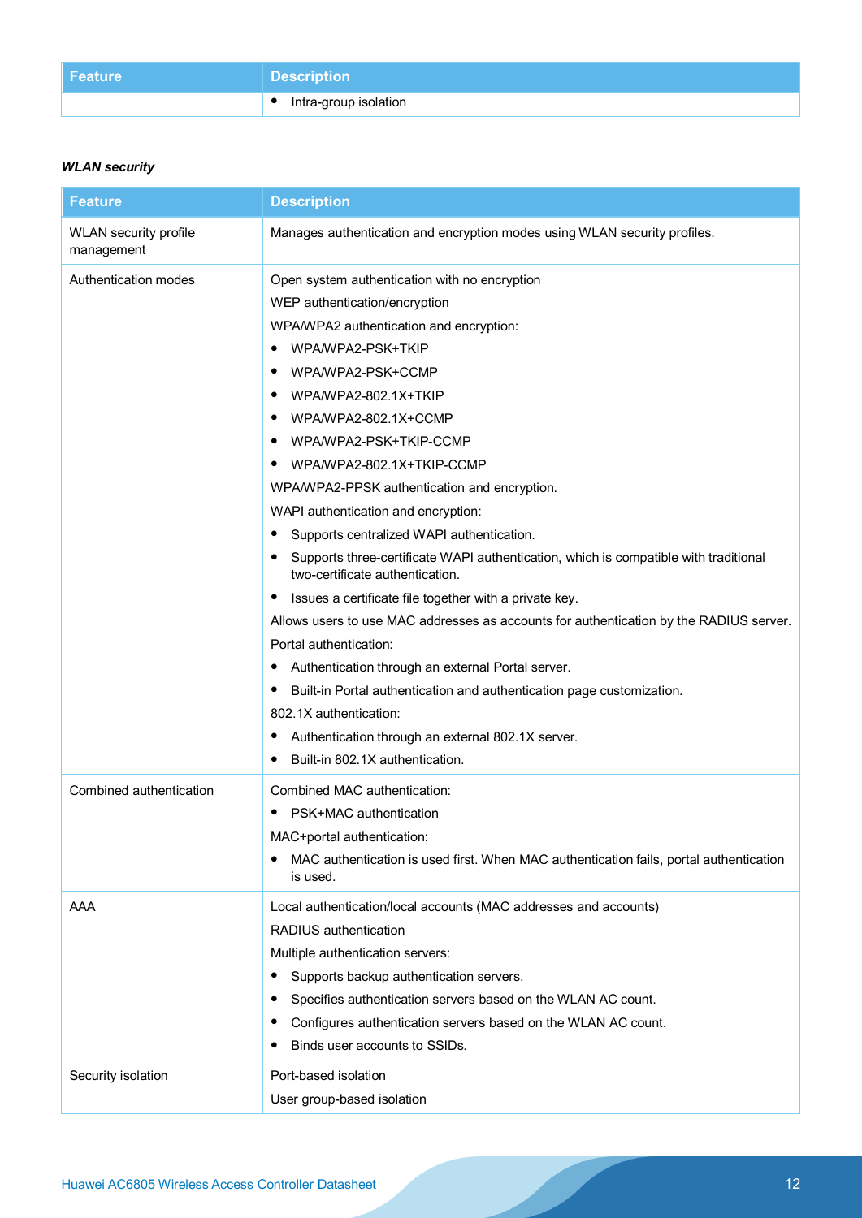| Feature | Description |
|---|---|
| | • Intra-group isolation |

***WLAN security***

| Feature | Description |
|---|---|
| WLAN security profile management | Manages authentication and encryption modes using WLAN security profiles. |
| Authentication modes | Open system authentication with no encryption<br>WEP authentication/encryption<br>WPA/WPA2 authentication and encryption:<br>• WPA/WPA2-PSK+TKIP<br>• WPA/WPA2-PSK+CCMP<br>• WPA/WPA2-802.1X+TKIP<br>• WPA/WPA2-802.1X+CCMP<br>• WPA/WPA2-PSK+TKIP-CCMP<br>• WPA/WPA2-802.1X+TKIP-CCMP<br>WPA/WPA2-PPSK authentication and encryption.<br>WAPI authentication and encryption:<br>• Supports centralized WAPI authentication.<br>• Supports three-certificate WAPI authentication, which is compatible with traditional two-certificate authentication.<br>• Issues a certificate file together with a private key.<br>Allows users to use MAC addresses as accounts for authentication by the RADIUS server.<br>Portal authentication:<br>• Authentication through an external Portal server.<br>• Built-in Portal authentication and authentication page customization.<br>802.1X authentication:<br>• Authentication through an external 802.1X server.<br>• Built-in 802.1X authentication. |
| Combined authentication | Combined MAC authentication:<br>• PSK+MAC authentication<br>MAC+portal authentication:<br>• MAC authentication is used first. When MAC authentication fails, portal authentication is used. |
| AAA | Local authentication/local accounts (MAC addresses and accounts)<br>RADIUS authentication<br>Multiple authentication servers:<br>• Supports backup authentication servers.<br>• Specifies authentication servers based on the WLAN AC count.<br>• Configures authentication servers based on the WLAN AC count.<br>• Binds user accounts to SSIDs. |
| Security isolation | Port-based isolation<br>User group-based isolation |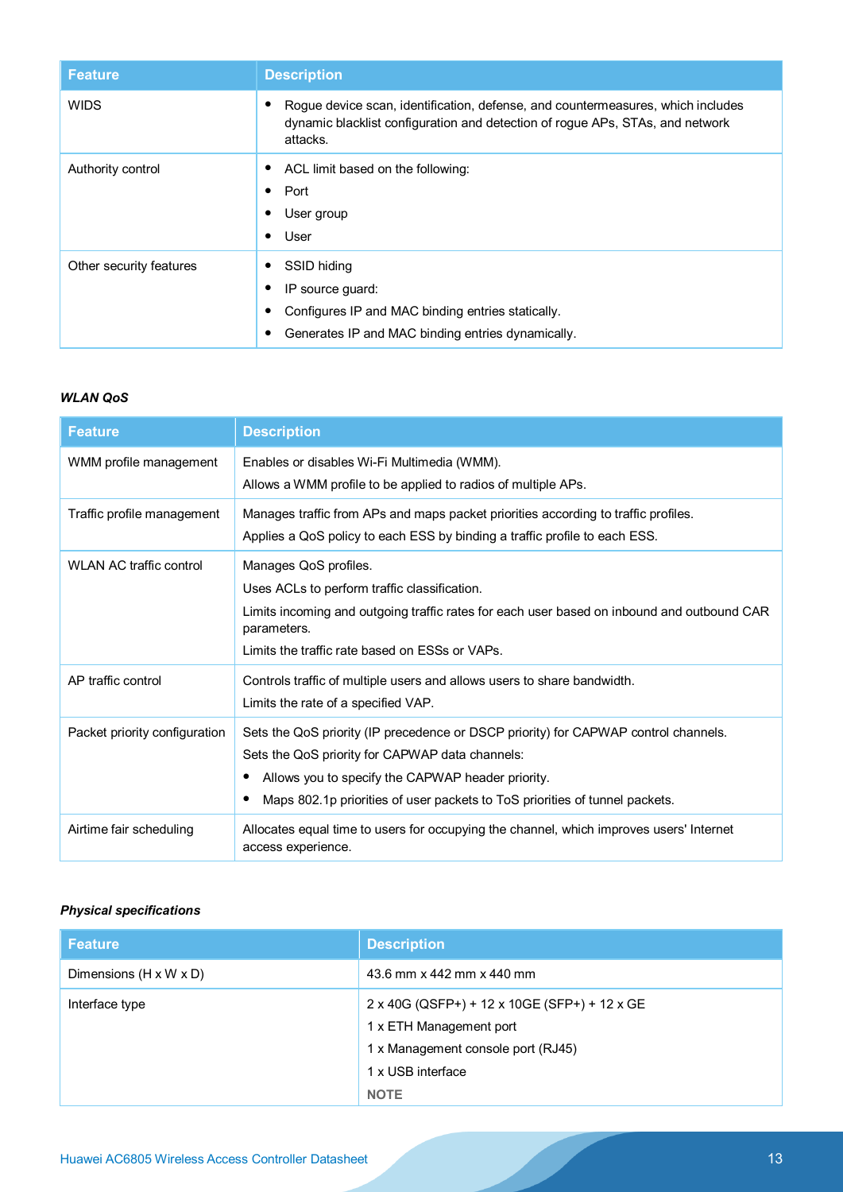| Feature | Description |
| --- | --- |
| WIDS | • Rogue device scan, identification, defense, and countermeasures, which includes dynamic blacklist configuration and detection of rogue APs, STAs, and network attacks. |
| Authority control | • ACL limit based on the following:<br>• Port<br>• User group<br>• User |
| Other security features | • SSID hiding<br>• IP source guard:<br>• Configures IP and MAC binding entries statically.<br>• Generates IP and MAC binding entries dynamically. |

***WLAN QoS***

| Feature | Description |
| --- | --- |
| WMM profile management | Enables or disables Wi-Fi Multimedia (WMM).<br>Allows a WMM profile to be applied to radios of multiple APs. |
| Traffic profile management | Manages traffic from APs and maps packet priorities according to traffic profiles.<br>Applies a QoS policy to each ESS by binding a traffic profile to each ESS. |
| WLAN AC traffic control | Manages QoS profiles.<br>Uses ACLs to perform traffic classification.<br>Limits incoming and outgoing traffic rates for each user based on inbound and outbound CAR parameters.<br>Limits the traffic rate based on ESSs or VAPs. |
| AP traffic control | Controls traffic of multiple users and allows users to share bandwidth.<br>Limits the rate of a specified VAP. |
| Packet priority configuration | Sets the QoS priority (IP precedence or DSCP priority) for CAPWAP control channels.<br>Sets the QoS priority for CAPWAP data channels:<br>• Allows you to specify the CAPWAP header priority.<br>• Maps 802.1p priorities of user packets to ToS priorities of tunnel packets. |
| Airtime fair scheduling | Allocates equal time to users for occupying the channel, which improves users' Internet access experience. |

***Physical specifications***

| Feature | Description |
| --- | --- |
| Dimensions (H x W x D) | 43.6 mm x 442 mm x 440 mm |
| Interface type | 2 x 40G (QSFP+) + 12 x 10GE (SFP+) + 12 x GE<br>1 x ETH Management port<br>1 x Management console port (RJ45)<br>1 x USB interface<br>**NOTE** |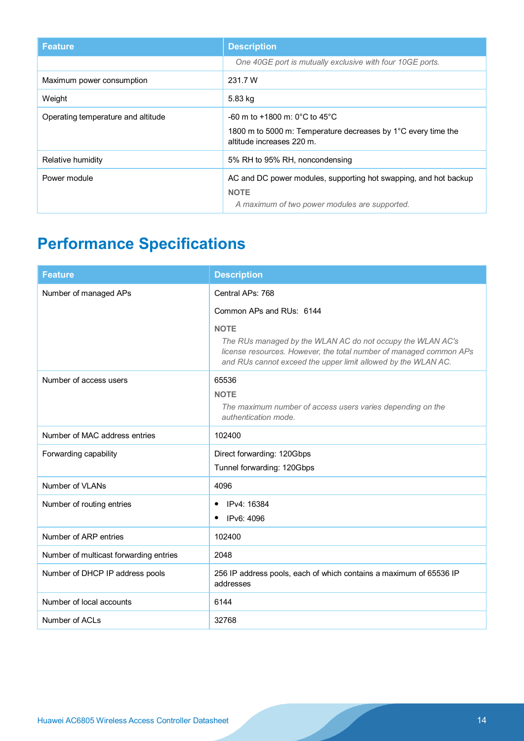| Feature | Description |
| --- | --- |
| | *One 40GE port is mutually exclusive with four 10GE ports.* |
| Maximum power consumption | 231.7 W |
| Weight | 5.83 kg |
| Operating temperature and altitude | -60 m to +1800 m: 0°C to 45°C<br>1800 m to 5000 m: Temperature decreases by 1°C every time the altitude increases 220 m. |
| Relative humidity | 5% RH to 95% RH, noncondensing |
| Power module | AC and DC power modules, supporting hot swapping, and hot backup<br>**NOTE**<br>*A maximum of two power modules are supported.* |

# Performance Specifications

| Feature | Description |
| --- | --- |
| Number of managed APs | Central APs: 768<br>Common APs and RUs: 6144<br>**NOTE**<br>*The RUs managed by the WLAN AC do not occupy the WLAN AC's license resources. However, the total number of managed common APs and RUs cannot exceed the upper limit allowed by the WLAN AC.* |
| Number of access users | 65536<br>**NOTE**<br>*The maximum number of access users varies depending on the authentication mode.* |
| Number of MAC address entries | 102400 |
| Forwarding capability | Direct forwarding: 120Gbps<br>Tunnel forwarding: 120Gbps |
| Number of VLANs | 4096 |
| Number of routing entries | • IPv4: 16384<br>• IPv6: 4096 |
| Number of ARP entries | 102400 |
| Number of multicast forwarding entries | 2048 |
| Number of DHCP IP address pools | 256 IP address pools, each of which contains a maximum of 65536 IP addresses |
| Number of local accounts | 6144 |
| Number of ACLs | 32768 |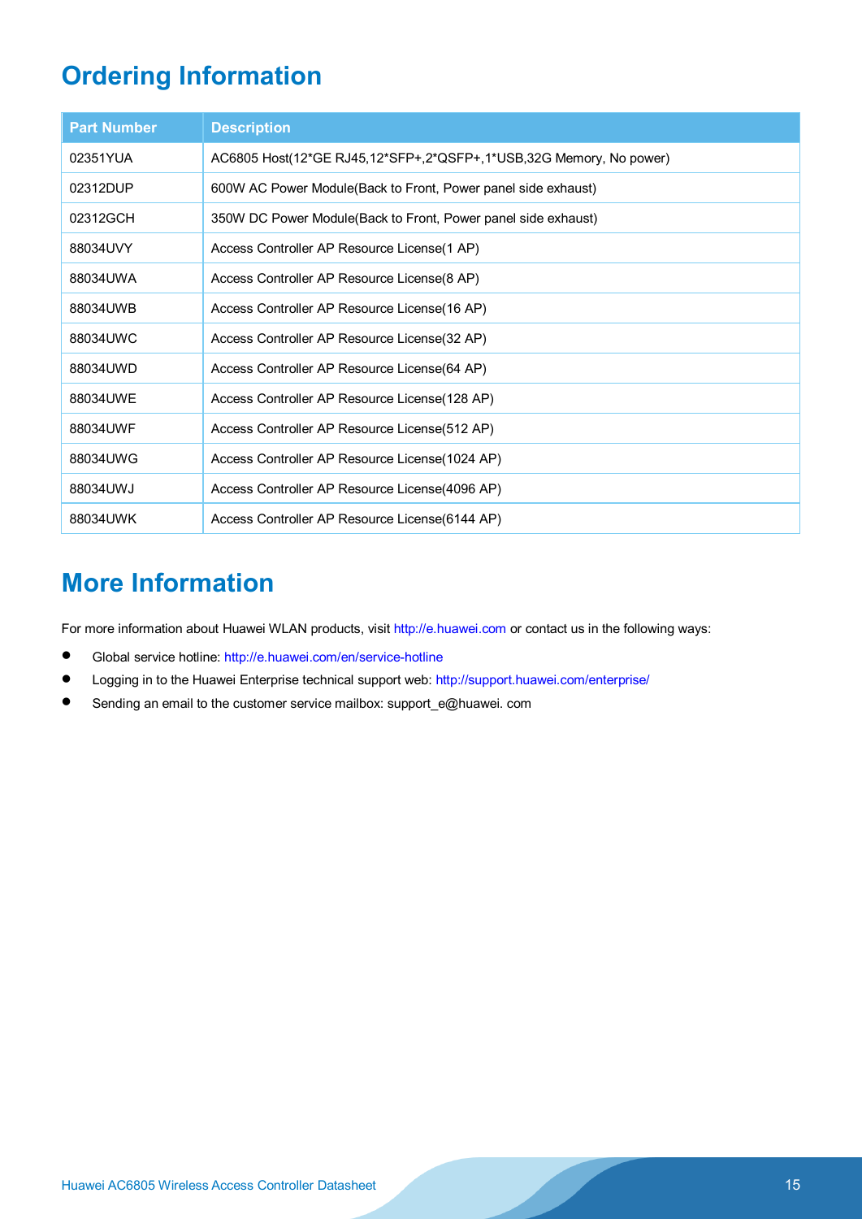## Ordering Information

| Part Number | Description |
|---|---|
| 02351YUA | AC6805 Host(12*GE RJ45,12*SFP+,2*QSFP+,1*USB,32G Memory, No power) |
| 02312DUP | 600W AC Power Module(Back to Front, Power panel side exhaust) |
| 02312GCH | 350W DC Power Module(Back to Front, Power panel side exhaust) |
| 88034UVY | Access Controller AP Resource License(1 AP) |
| 88034UWA | Access Controller AP Resource License(8 AP) |
| 88034UWB | Access Controller AP Resource License(16 AP) |
| 88034UWC | Access Controller AP Resource License(32 AP) |
| 88034UWD | Access Controller AP Resource License(64 AP) |
| 88034UWE | Access Controller AP Resource License(128 AP) |
| 88034UWF | Access Controller AP Resource License(512 AP) |
| 88034UWG | Access Controller AP Resource License(1024 AP) |
| 88034UWJ | Access Controller AP Resource License(4096 AP) |
| 88034UWK | Access Controller AP Resource License(6144 AP) |

## More Information

For more information about Huawei WLAN products, visit http://e.huawei.com or contact us in the following ways:

- Global service hotline: http://e.huawei.com/en/service-hotline
- Logging in to the Huawei Enterprise technical support web: http://support.huawei.com/enterprise/
- Sending an email to the customer service mailbox: support_e@huawei. com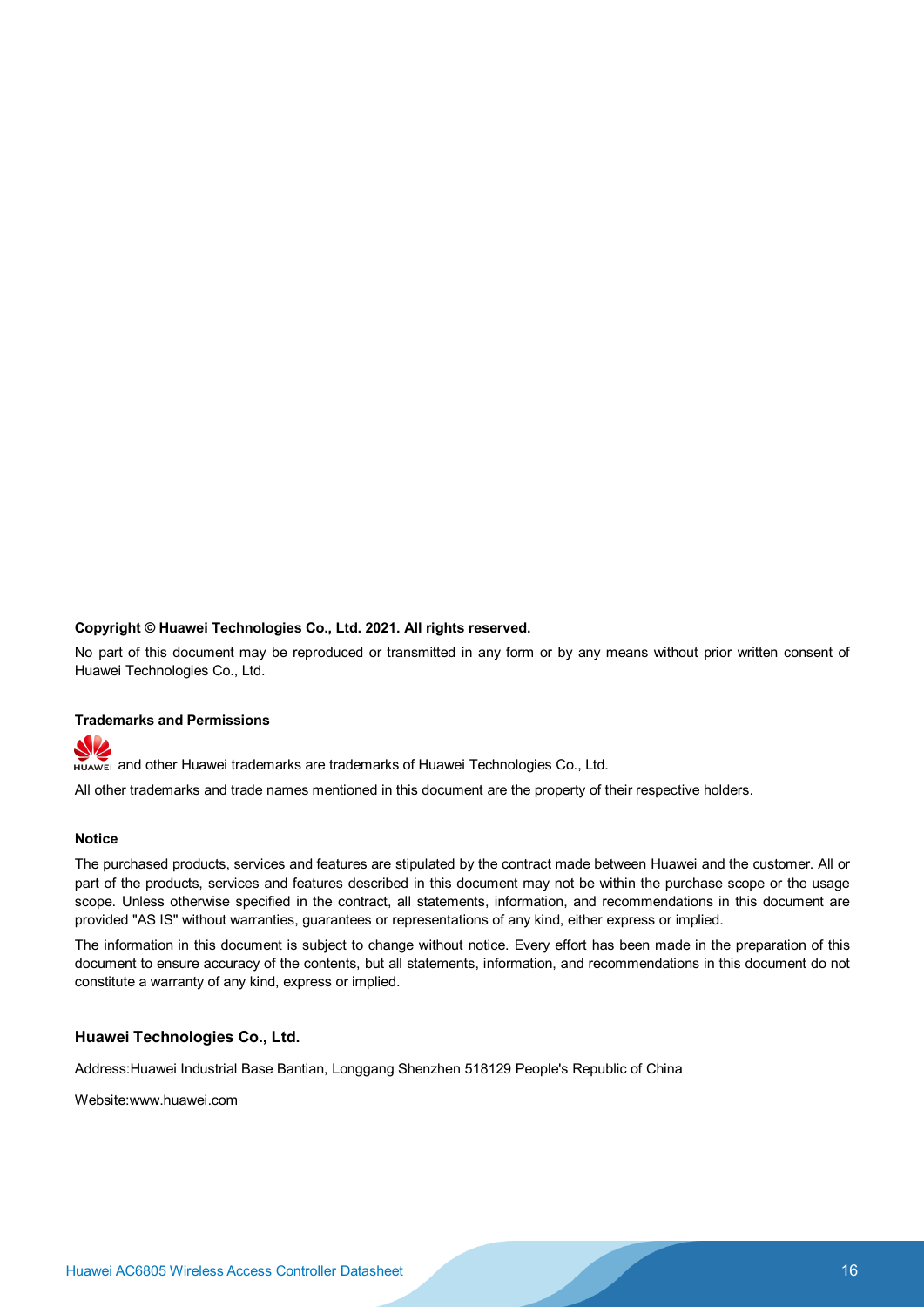**Copyright © Huawei Technologies Co., Ltd. 2021. All rights reserved.**

No part of this document may be reproduced or transmitted in any form or by any means without prior written consent of Huawei Technologies Co., Ltd.

**Trademarks and Permissions**

HUAWEI and other Huawei trademarks are trademarks of Huawei Technologies Co., Ltd.

All other trademarks and trade names mentioned in this document are the property of their respective holders.

**Notice**

The purchased products, services and features are stipulated by the contract made between Huawei and the customer. All or part of the products, services and features described in this document may not be within the purchase scope or the usage scope. Unless otherwise specified in the contract, all statements, information, and recommendations in this document are provided "AS IS" without warranties, guarantees or representations of any kind, either express or implied.

The information in this document is subject to change without notice. Every effort has been made in the preparation of this document to ensure accuracy of the contents, but all statements, information, and recommendations in this document do not constitute a warranty of any kind, express or implied.

**Huawei Technologies Co., Ltd.**

Address:Huawei Industrial Base Bantian, Longgang Shenzhen 518129 People's Republic of China

Website:www.huawei.com